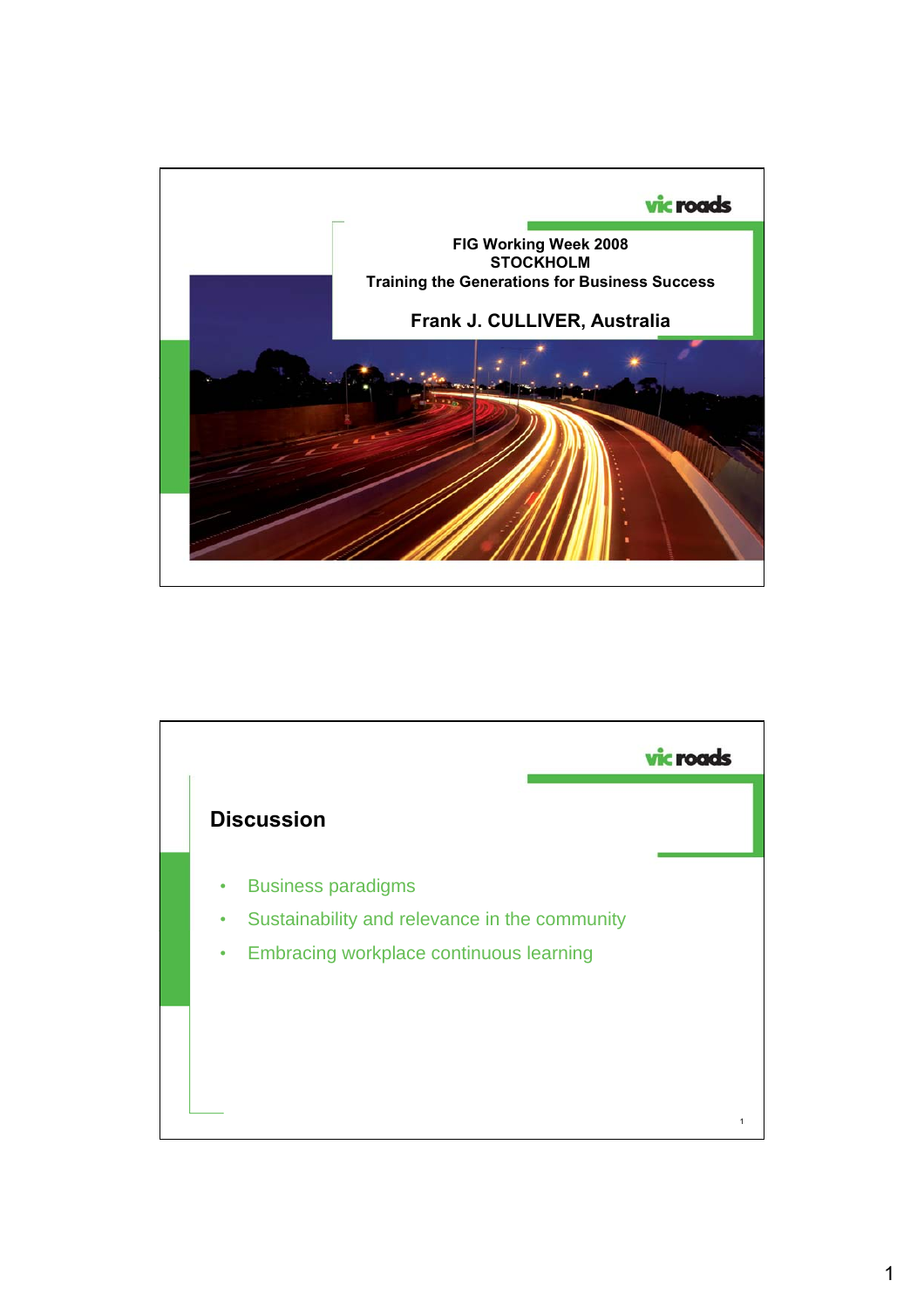vic roads

FIG Working Week 2008
STOCKHOLM
Training the Generations for Business Success

**Frank J. CULLIVER, Australia**

vic roads

## Discussion

- Business paradigms
- Sustainability and relevance in the community
- Embracing workplace continuous learning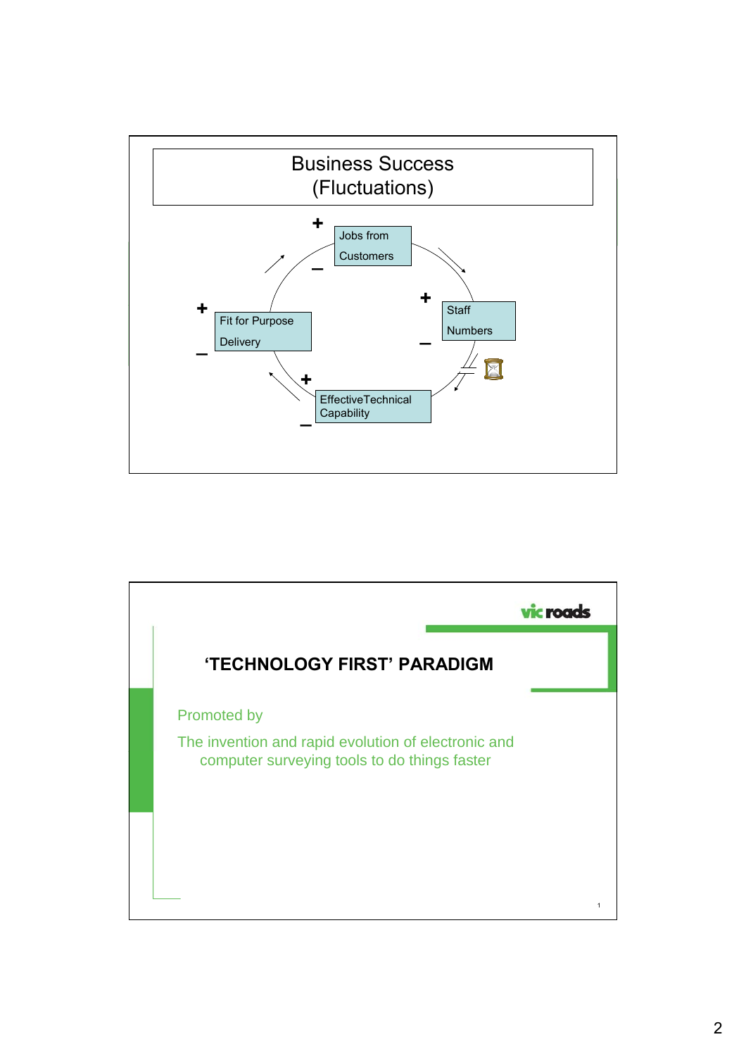## Business Success (Fluctuations)

- Jobs from Customers (+ / –)
- Staff Numbers (+ / –)
- EffectiveTechnical Capability (+ / –)
- Fit for Purpose Delivery (+ / –)

---

## 'TECHNOLOGY FIRST' PARADIGM

Promoted by

The invention and rapid evolution of electronic and computer surveying tools to do things faster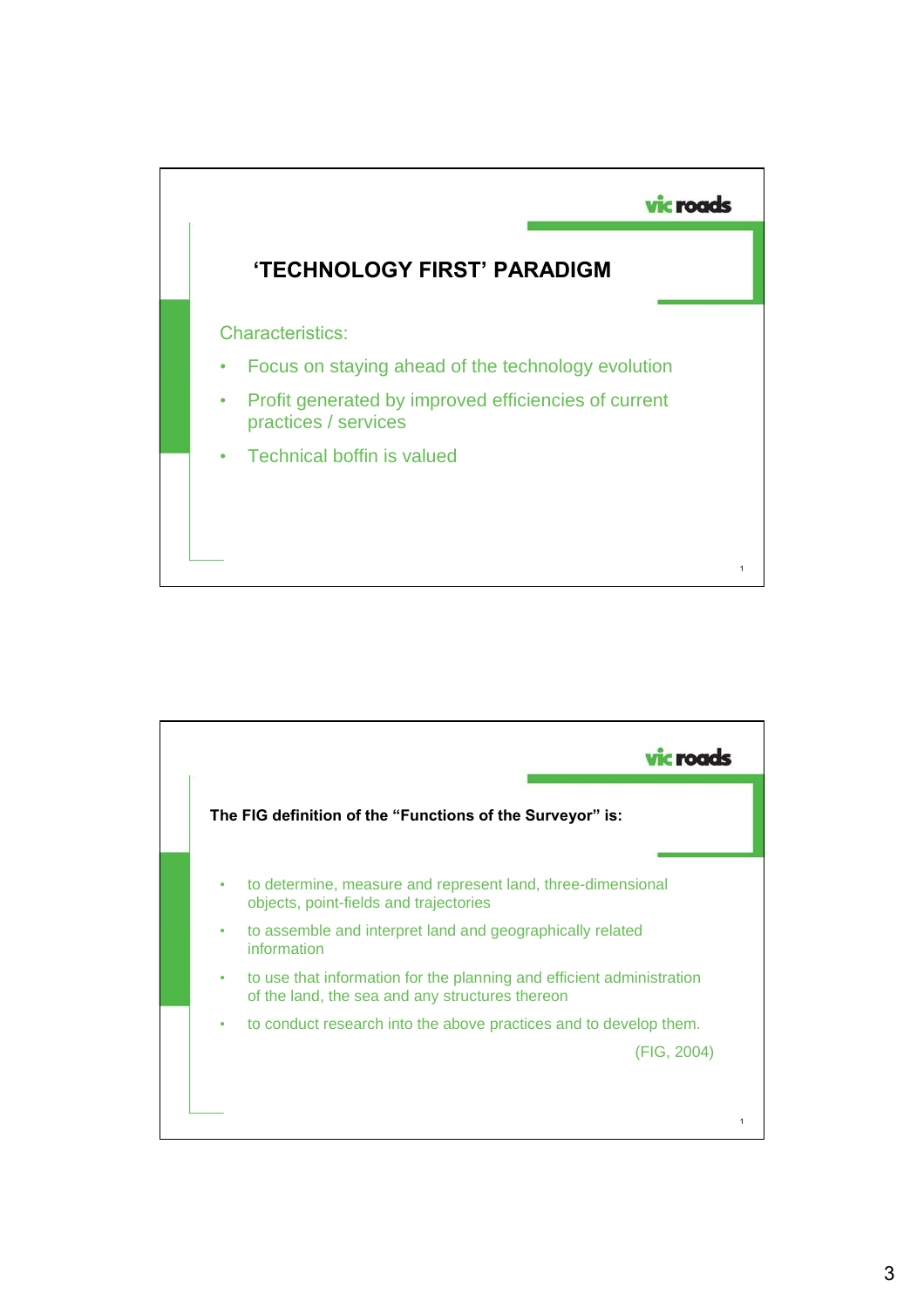## 'TECHNOLOGY FIRST' PARADIGM

Characteristics:

- Focus on staying ahead of the technology evolution
- Profit generated by improved efficiencies of current practices / services
- Technical boffin is valued

---

**The FIG definition of the "Functions of the Surveyor" is:**

- to determine, measure and represent land, three-dimensional objects, point-fields and trajectories
- to assemble and interpret land and geographically related information
- to use that information for the planning and efficient administration of the land, the sea and any structures thereon
- to conduct research into the above practices and to develop them.

(FIG, 2004)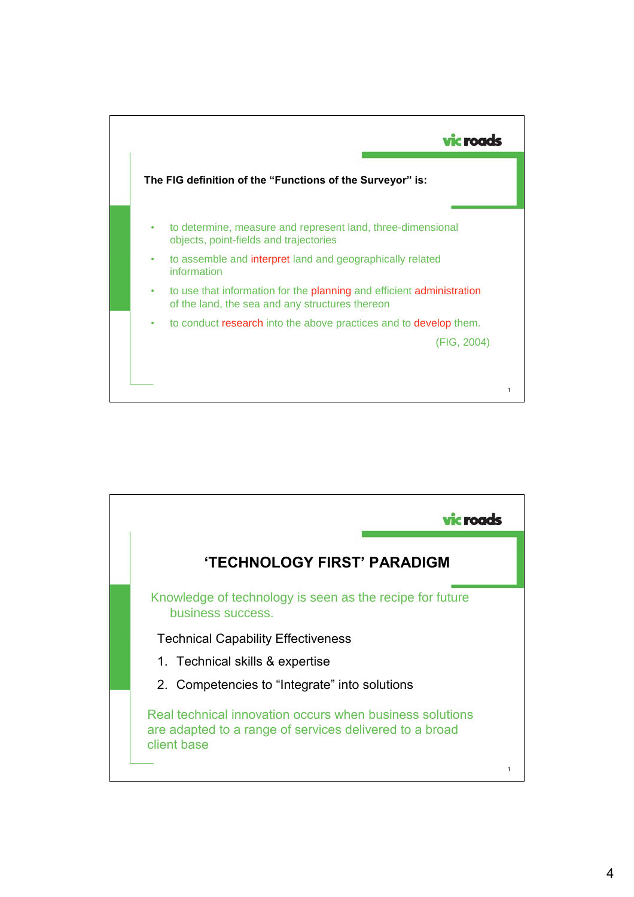The FIG definition of the "Functions of the Surveyor" is:

- to determine, measure and represent land, three-dimensional objects, point-fields and trajectories
- to assemble and interpret land and geographically related information
- to use that information for the planning and efficient administration of the land, the sea and any structures thereon
- to conduct research into the above practices and to develop them.

(FIG, 2004)

## 'TECHNOLOGY FIRST' PARADIGM

Knowledge of technology is seen as the recipe for future business success.

Technical Capability Effectiveness

1. Technical skills & expertise
2. Competencies to "Integrate" into solutions

Real technical innovation occurs when business solutions are adapted to a range of services delivered to a broad client base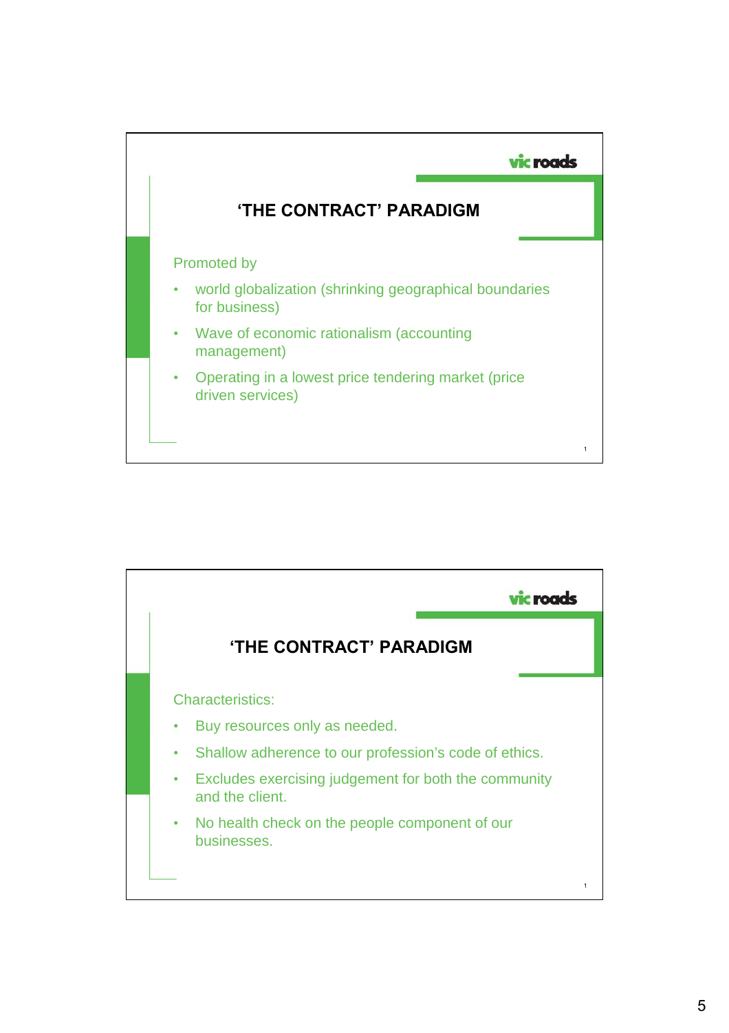## 'THE CONTRACT' PARADIGM

Promoted by

- world globalization (shrinking geographical boundaries for business)
- Wave of economic rationalism (accounting management)
- Operating in a lowest price tendering market (price driven services)

## 'THE CONTRACT' PARADIGM

Characteristics:

- Buy resources only as needed.
- Shallow adherence to our profession's code of ethics.
- Excludes exercising judgement for both the community and the client.
- No health check on the people component of our businesses.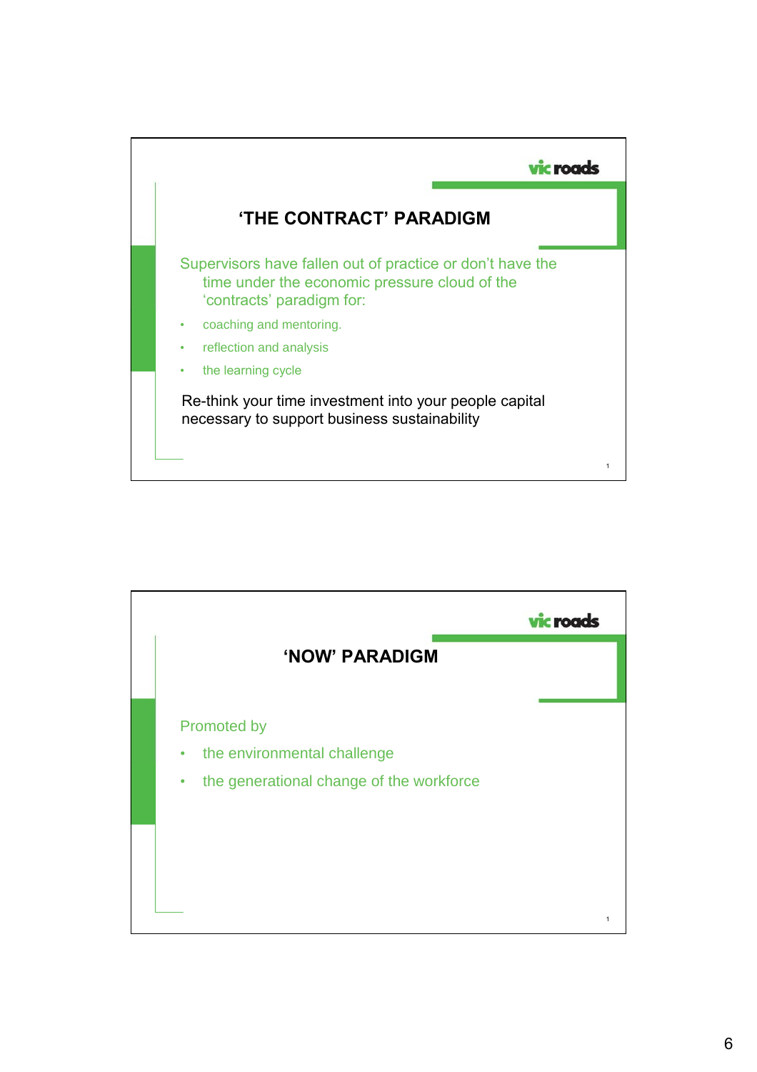## 'THE CONTRACT' PARADIGM

Supervisors have fallen out of practice or don't have the time under the economic pressure cloud of the 'contracts' paradigm for:

- coaching and mentoring.
- reflection and analysis
- the learning cycle

Re-think your time investment into your people capital necessary to support business sustainability

## 'NOW' PARADIGM

Promoted by

- the environmental challenge
- the generational change of the workforce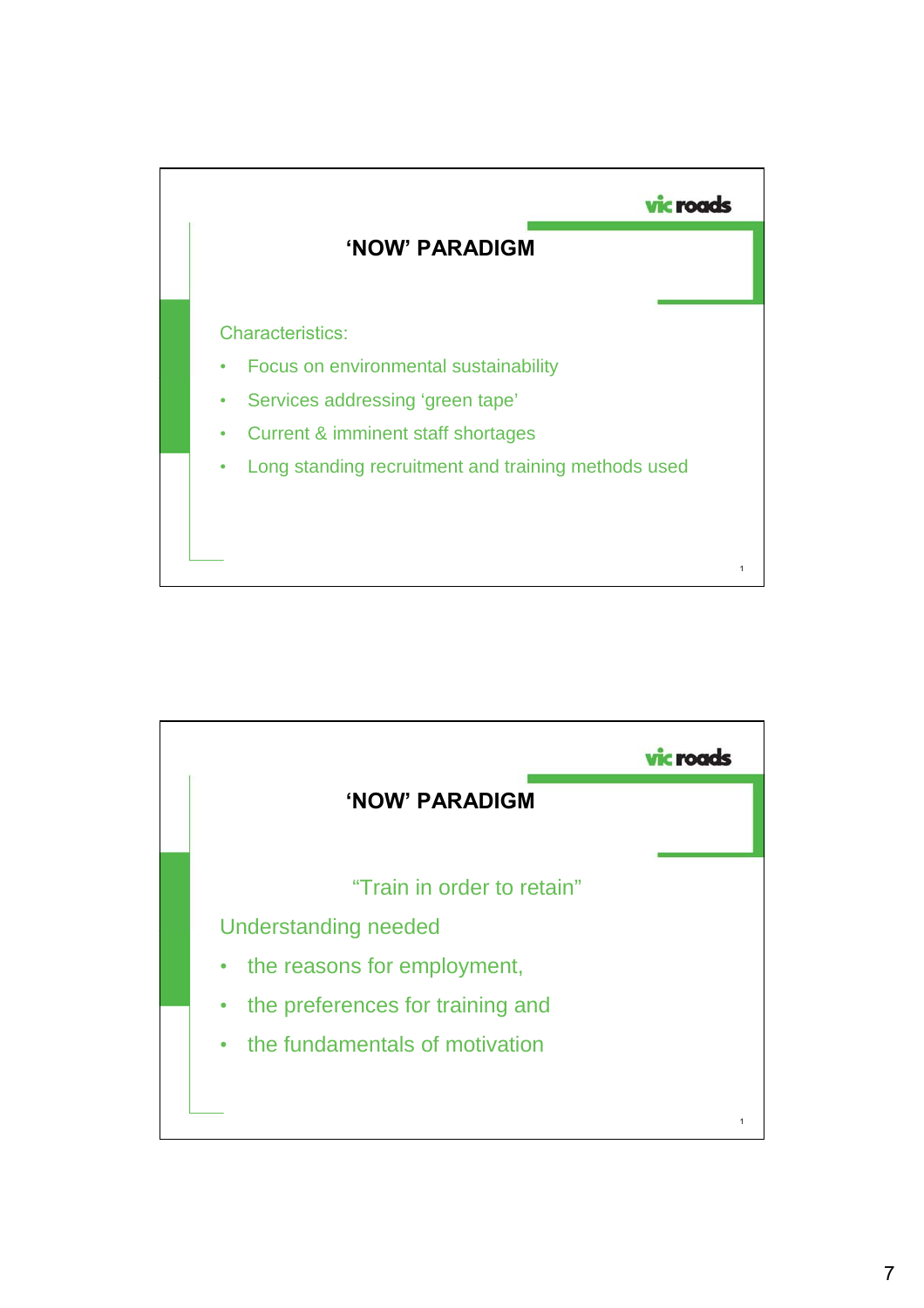## 'NOW' PARADIGM

Characteristics:

- Focus on environmental sustainability
- Services addressing 'green tape'
- Current & imminent staff shortages
- Long standing recruitment and training methods used

## 'NOW' PARADIGM

"Train in order to retain"

Understanding needed

- the reasons for employment,
- the preferences for training and
- the fundamentals of motivation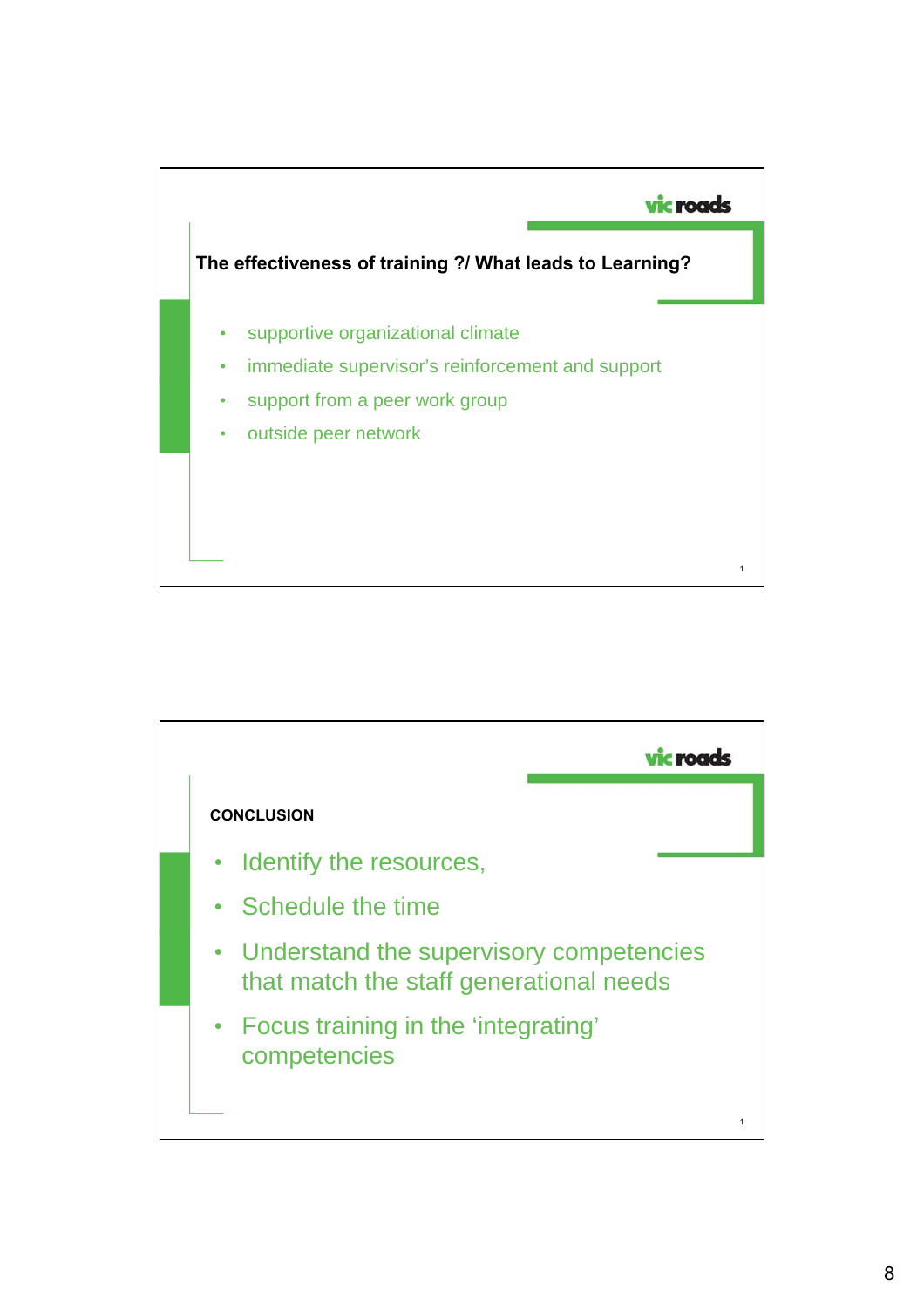## The effectiveness of training ?/ What leads to Learning?

- supportive organizational climate
- immediate supervisor's reinforcement and support
- support from a peer work group
- outside peer network

## CONCLUSION

- Identify the resources,
- Schedule the time
- Understand the supervisory competencies that match the staff generational needs
- Focus training in the 'integrating' competencies